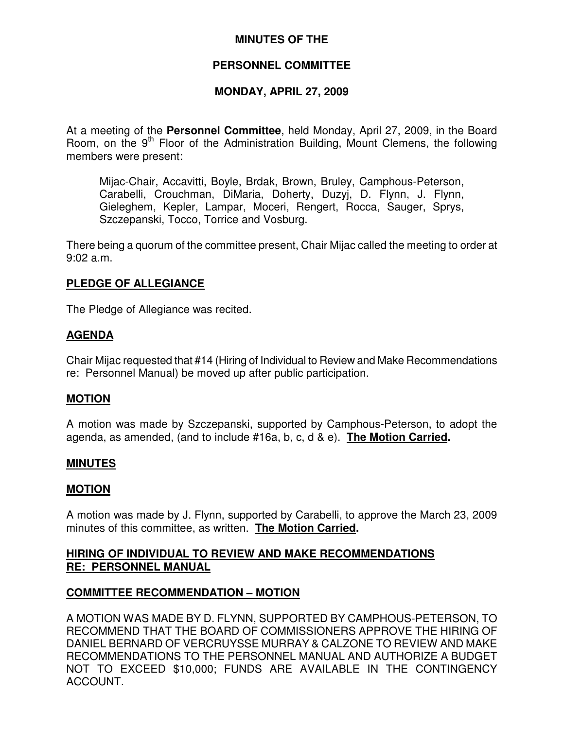# MINUTES OF THE

# PERSONNEL COMMITTEE

# MONDAY, APRIL 27, 2009

At a meeting of the **Personnel Committee**, held Monday, April 27, 2009, in the Board Room, on the 9th Floor of the Administration Building, Mount Clemens, the following members were present:

> Mijac-Chair, Accavitti, Boyle, Brdak, Brown, Bruley, Camphous-Peterson, Carabelli, Crouchman, DiMaria, Doherty, Duzyj, D. Flynn, J. Flynn, Gieleghem, Kepler, Lampar, Moceri, Rengert, Rocca, Sauger, Sprys, Szczepanski, Tocco, Torrice and Vosburg.

There being a quorum of the committee present, Chair Mijac called the meeting to order at 9:02 a.m.

## PLEDGE OF ALLEGIANCE

The Pledge of Allegiance was recited.

## AGENDA

Chair Mijac requested that #14 (Hiring of Individual to Review and Make Recommendations re: Personnel Manual) be moved up after public participation.

## MOTION

A motion was made by Szczepanski, supported by Camphous-Peterson, to adopt the agenda, as amended, (and to include #16a, b, c, d & e). **The Motion Carried.**

## MINUTES

## MOTION

A motion was made by J. Flynn, supported by Carabelli, to approve the March 23, 2009 minutes of this committee, as written. **The Motion Carried.**

## HIRING OF INDIVIDUAL TO REVIEW AND MAKE RECOMMENDATIONS RE: PERSONNEL MANUAL

## COMMITTEE RECOMMENDATION – MOTION

A MOTION WAS MADE BY D. FLYNN, SUPPORTED BY CAMPHOUS-PETERSON, TO RECOMMEND THAT THE BOARD OF COMMISSIONERS APPROVE THE HIRING OF DANIEL BERNARD OF VERCRUYSSE MURRAY & CALZONE TO REVIEW AND MAKE RECOMMENDATIONS TO THE PERSONNEL MANUAL AND AUTHORIZE A BUDGET NOT TO EXCEED $10,000; FUNDS ARE AVAILABLE IN THE CONTINGENCY ACCOUNT.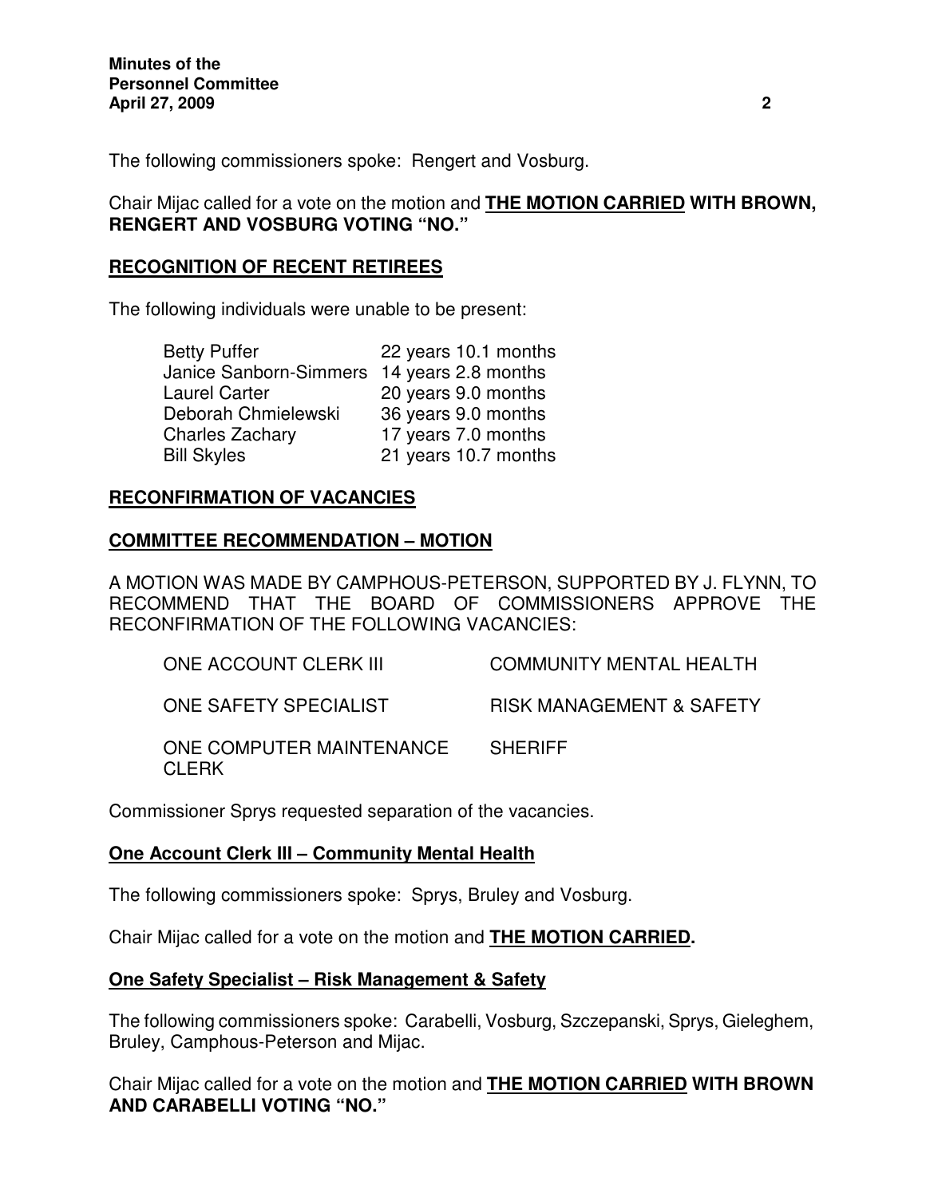The following commissioners spoke: Rengert and Vosburg.

Chair Mijac called for a vote on the motion and **THE MOTION CARRIED WITH BROWN, RENGERT AND VOSBURG VOTING "NO."**

## RECOGNITION OF RECENT RETIREES

The following individuals were unable to be present:

| | |
|---|---|
| Betty Puffer | 22 years 10.1 months |
| Janice Sanborn-Simmers | 14 years 2.8 months |
| Laurel Carter | 20 years 9.0 months |
| Deborah Chmielewski | 36 years 9.0 months |
| Charles Zachary | 17 years 7.0 months |
| Bill Skyles | 21 years 10.7 months |

## RECONFIRMATION OF VACANCIES

## COMMITTEE RECOMMENDATION – MOTION

A MOTION WAS MADE BY CAMPHOUS-PETERSON, SUPPORTED BY J. FLYNN, TO RECOMMEND THAT THE BOARD OF COMMISSIONERS APPROVE THE RECONFIRMATION OF THE FOLLOWING VACANCIES:

| | |
|---|---|
| ONE ACCOUNT CLERK III | COMMUNITY MENTAL HEALTH |
| ONE SAFETY SPECIALIST | RISK MANAGEMENT & SAFETY |
| ONE COMPUTER MAINTENANCE CLERK | SHERIFF |

Commissioner Sprys requested separation of the vacancies.

### One Account Clerk III – Community Mental Health

The following commissioners spoke: Sprys, Bruley and Vosburg.

Chair Mijac called for a vote on the motion and **THE MOTION CARRIED.**

### One Safety Specialist – Risk Management & Safety

The following commissioners spoke: Carabelli, Vosburg, Szczepanski, Sprys, Gieleghem, Bruley, Camphous-Peterson and Mijac.

Chair Mijac called for a vote on the motion and **THE MOTION CARRIED WITH BROWN AND CARABELLI VOTING "NO."**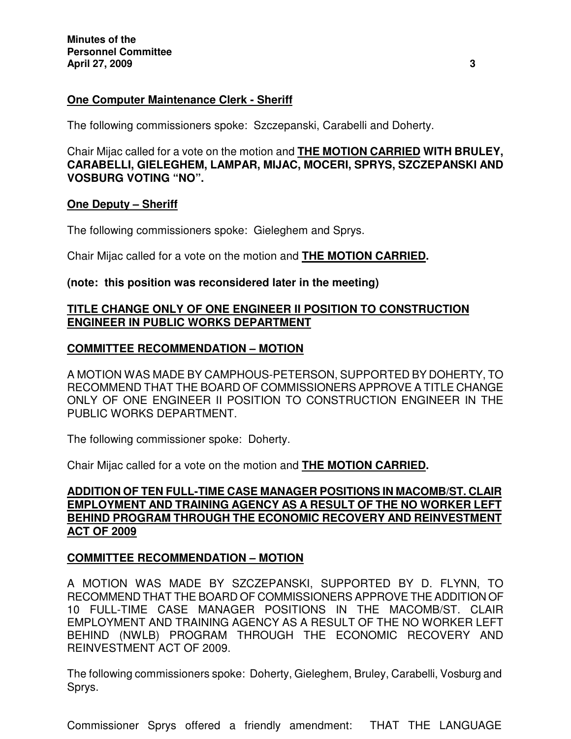**One Computer Maintenance Clerk - Sheriff**

The following commissioners spoke: Szczepanski, Carabelli and Doherty.

Chair Mijac called for a vote on the motion and **THE MOTION CARRIED WITH BRULEY, CARABELLI, GIELEGHEM, LAMPAR, MIJAC, MOCERI, SPRYS, SZCZEPANSKI AND VOSBURG VOTING "NO".**

**One Deputy – Sheriff**

The following commissioners spoke: Gieleghem and Sprys.

Chair Mijac called for a vote on the motion and **THE MOTION CARRIED.**

**(note: this position was reconsidered later in the meeting)**

**TITLE CHANGE ONLY OF ONE ENGINEER II POSITION TO CONSTRUCTION ENGINEER IN PUBLIC WORKS DEPARTMENT**

**COMMITTEE RECOMMENDATION – MOTION**

A MOTION WAS MADE BY CAMPHOUS-PETERSON, SUPPORTED BY DOHERTY, TO RECOMMEND THAT THE BOARD OF COMMISSIONERS APPROVE A TITLE CHANGE ONLY OF ONE ENGINEER II POSITION TO CONSTRUCTION ENGINEER IN THE PUBLIC WORKS DEPARTMENT.

The following commissioner spoke: Doherty.

Chair Mijac called for a vote on the motion and **THE MOTION CARRIED.**

**ADDITION OF TEN FULL-TIME CASE MANAGER POSITIONS IN MACOMB/ST. CLAIR EMPLOYMENT AND TRAINING AGENCY AS A RESULT OF THE NO WORKER LEFT BEHIND PROGRAM THROUGH THE ECONOMIC RECOVERY AND REINVESTMENT ACT OF 2009**

**COMMITTEE RECOMMENDATION – MOTION**

A MOTION WAS MADE BY SZCZEPANSKI, SUPPORTED BY D. FLYNN, TO RECOMMEND THAT THE BOARD OF COMMISSIONERS APPROVE THE ADDITION OF 10 FULL-TIME CASE MANAGER POSITIONS IN THE MACOMB/ST. CLAIR EMPLOYMENT AND TRAINING AGENCY AS A RESULT OF THE NO WORKER LEFT BEHIND (NWLB) PROGRAM THROUGH THE ECONOMIC RECOVERY AND REINVESTMENT ACT OF 2009.

The following commissioners spoke: Doherty, Gieleghem, Bruley, Carabelli, Vosburg and Sprys.

Commissioner Sprys offered a friendly amendment: THAT THE LANGUAGE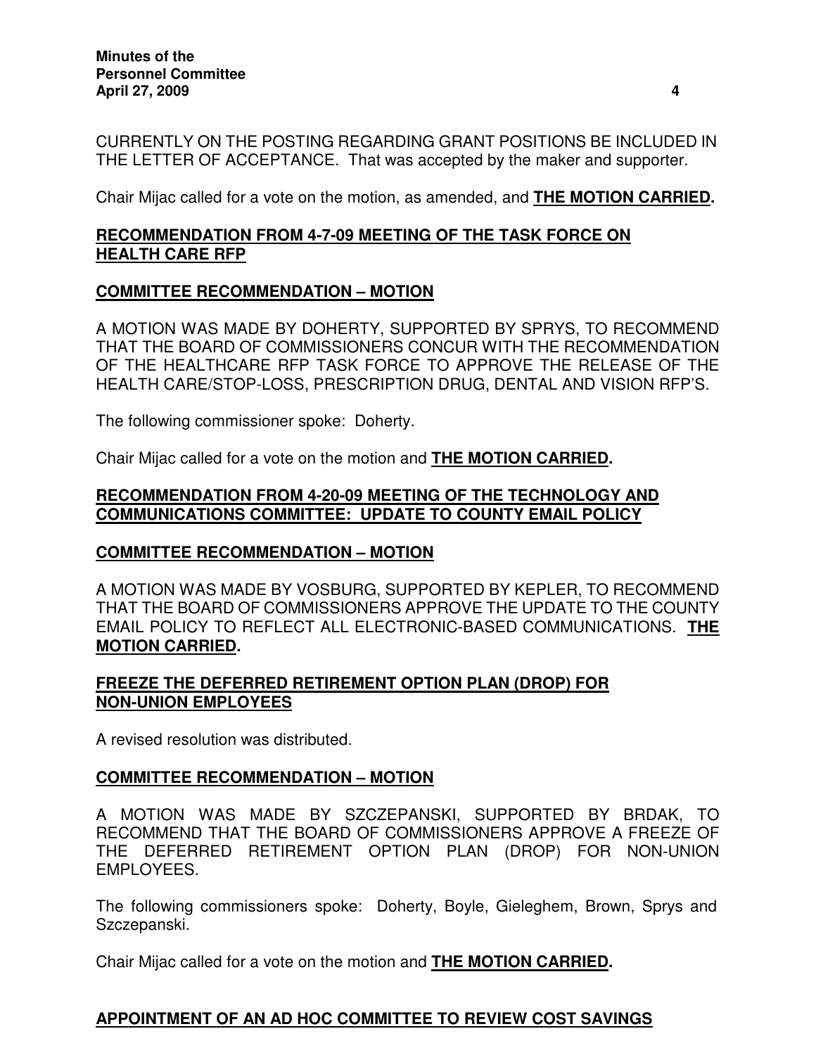CURRENTLY ON THE POSTING REGARDING GRANT POSITIONS BE INCLUDED IN THE LETTER OF ACCEPTANCE. That was accepted by the maker and supporter.

Chair Mijac called for a vote on the motion, as amended, and **THE MOTION CARRIED.**

## RECOMMENDATION FROM 4-7-09 MEETING OF THE TASK FORCE ON HEALTH CARE RFP

### COMMITTEE RECOMMENDATION – MOTION

A MOTION WAS MADE BY DOHERTY, SUPPORTED BY SPRYS, TO RECOMMEND THAT THE BOARD OF COMMISSIONERS CONCUR WITH THE RECOMMENDATION OF THE HEALTHCARE RFP TASK FORCE TO APPROVE THE RELEASE OF THE HEALTH CARE/STOP-LOSS, PRESCRIPTION DRUG, DENTAL AND VISION RFP'S.

The following commissioner spoke: Doherty.

Chair Mijac called for a vote on the motion and **THE MOTION CARRIED.**

## RECOMMENDATION FROM 4-20-09 MEETING OF THE TECHNOLOGY AND COMMUNICATIONS COMMITTEE: UPDATE TO COUNTY EMAIL POLICY

### COMMITTEE RECOMMENDATION – MOTION

A MOTION WAS MADE BY VOSBURG, SUPPORTED BY KEPLER, TO RECOMMEND THAT THE BOARD OF COMMISSIONERS APPROVE THE UPDATE TO THE COUNTY EMAIL POLICY TO REFLECT ALL ELECTRONIC-BASED COMMUNICATIONS. **THE MOTION CARRIED.**

## FREEZE THE DEFERRED RETIREMENT OPTION PLAN (DROP) FOR NON-UNION EMPLOYEES

A revised resolution was distributed.

### COMMITTEE RECOMMENDATION – MOTION

A MOTION WAS MADE BY SZCZEPANSKI, SUPPORTED BY BRDAK, TO RECOMMEND THAT THE BOARD OF COMMISSIONERS APPROVE A FREEZE OF THE DEFERRED RETIREMENT OPTION PLAN (DROP) FOR NON-UNION EMPLOYEES.

The following commissioners spoke: Doherty, Boyle, Gieleghem, Brown, Sprys and Szczepanski.

Chair Mijac called for a vote on the motion and **THE MOTION CARRIED.**

## APPOINTMENT OF AN AD HOC COMMITTEE TO REVIEW COST SAVINGS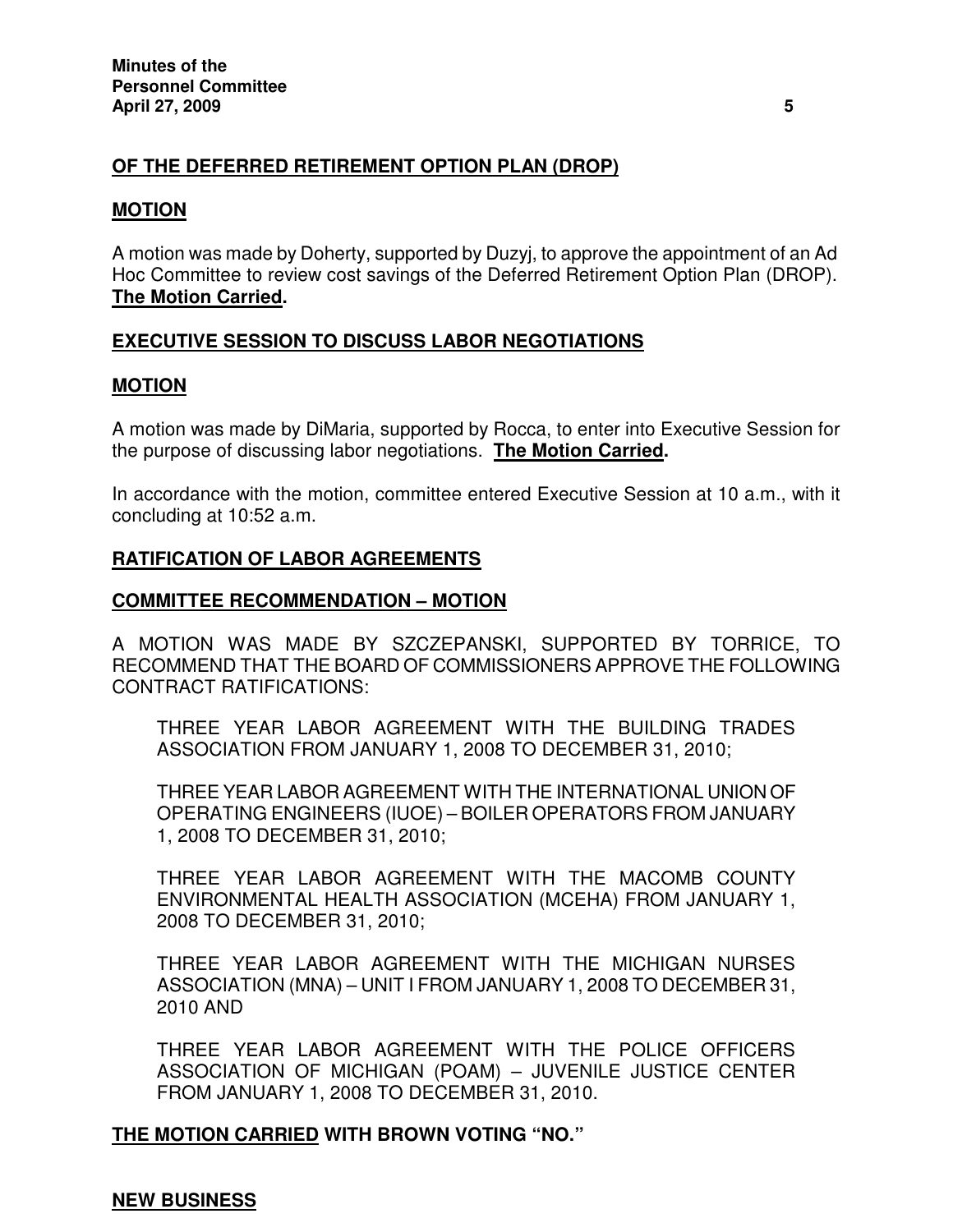## OF THE DEFERRED RETIREMENT OPTION PLAN (DROP)

### MOTION

A motion was made by Doherty, supported by Duzyj, to approve the appointment of an Ad Hoc Committee to review cost savings of the Deferred Retirement Option Plan (DROP). **The Motion Carried.**

## EXECUTIVE SESSION TO DISCUSS LABOR NEGOTIATIONS

### MOTION

A motion was made by DiMaria, supported by Rocca, to enter into Executive Session for the purpose of discussing labor negotiations. **The Motion Carried.**

In accordance with the motion, committee entered Executive Session at 10 a.m., with it concluding at 10:52 a.m.

## RATIFICATION OF LABOR AGREEMENTS

### COMMITTEE RECOMMENDATION – MOTION

A MOTION WAS MADE BY SZCZEPANSKI, SUPPORTED BY TORRICE, TO RECOMMEND THAT THE BOARD OF COMMISSIONERS APPROVE THE FOLLOWING CONTRACT RATIFICATIONS:

> THREE YEAR LABOR AGREEMENT WITH THE BUILDING TRADES ASSOCIATION FROM JANUARY 1, 2008 TO DECEMBER 31, 2010;
>
> THREE YEAR LABOR AGREEMENT WITH THE INTERNATIONAL UNION OF OPERATING ENGINEERS (IUOE) – BOILER OPERATORS FROM JANUARY 1, 2008 TO DECEMBER 31, 2010;
>
> THREE YEAR LABOR AGREEMENT WITH THE MACOMB COUNTY ENVIRONMENTAL HEALTH ASSOCIATION (MCEHA) FROM JANUARY 1, 2008 TO DECEMBER 31, 2010;
>
> THREE YEAR LABOR AGREEMENT WITH THE MICHIGAN NURSES ASSOCIATION (MNA) – UNIT I FROM JANUARY 1, 2008 TO DECEMBER 31, 2010 AND
>
> THREE YEAR LABOR AGREEMENT WITH THE POLICE OFFICERS ASSOCIATION OF MICHIGAN (POAM) – JUVENILE JUSTICE CENTER FROM JANUARY 1, 2008 TO DECEMBER 31, 2010.

**THE MOTION CARRIED WITH BROWN VOTING "NO."**

## NEW BUSINESS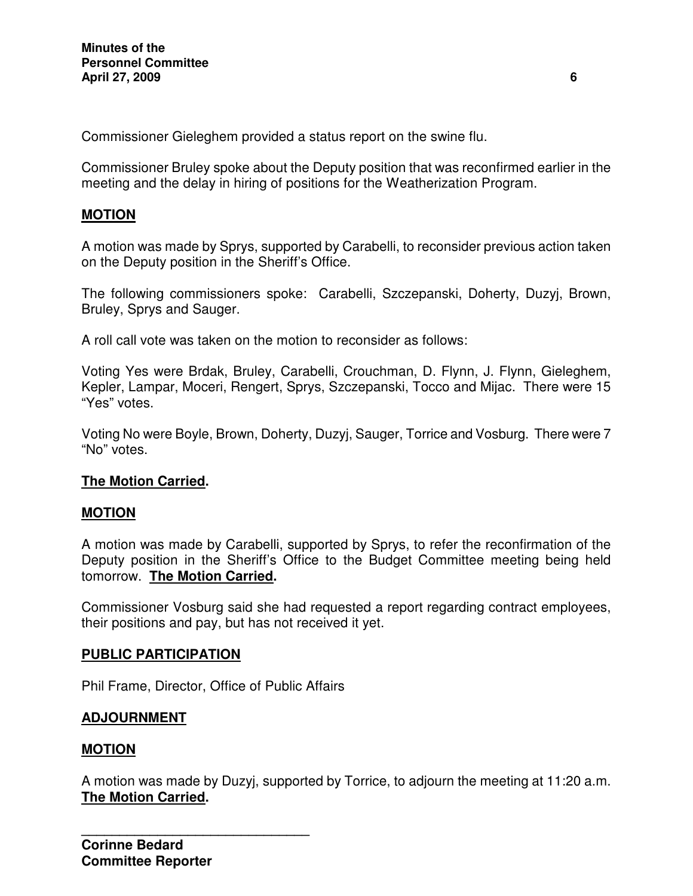Commissioner Gieleghem provided a status report on the swine flu.

Commissioner Bruley spoke about the Deputy position that was reconfirmed earlier in the meeting and the delay in hiring of positions for the Weatherization Program.

**MOTION**

A motion was made by Sprys, supported by Carabelli, to reconsider previous action taken on the Deputy position in the Sheriff's Office.

The following commissioners spoke: Carabelli, Szczepanski, Doherty, Duzyj, Brown, Bruley, Sprys and Sauger.

A roll call vote was taken on the motion to reconsider as follows:

Voting Yes were Brdak, Bruley, Carabelli, Crouchman, D. Flynn, J. Flynn, Gieleghem, Kepler, Lampar, Moceri, Rengert, Sprys, Szczepanski, Tocco and Mijac. There were 15 "Yes" votes.

Voting No were Boyle, Brown, Doherty, Duzyj, Sauger, Torrice and Vosburg. There were 7 "No" votes.

**The Motion Carried.**

**MOTION**

A motion was made by Carabelli, supported by Sprys, to refer the reconfirmation of the Deputy position in the Sheriff's Office to the Budget Committee meeting being held tomorrow. **The Motion Carried.**

Commissioner Vosburg said she had requested a report regarding contract employees, their positions and pay, but has not received it yet.

**PUBLIC PARTICIPATION**

Phil Frame, Director, Office of Public Affairs

**ADJOURNMENT**

**MOTION**

A motion was made by Duzyj, supported by Torrice, to adjourn the meeting at 11:20 a.m. **The Motion Carried.**

_______________________________

**Corinne Bedard**
**Committee Reporter**